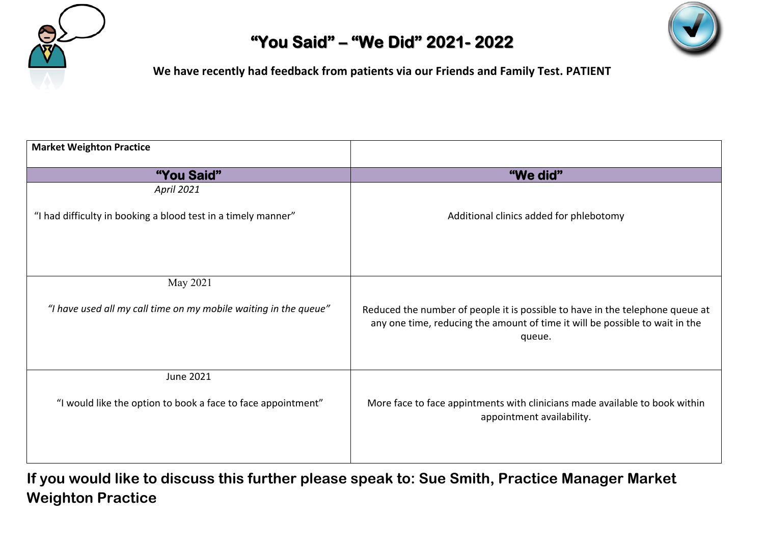# "You Said" – "We Did" 2021- 2022

**We have recently had feedback from patients via our Friends and Family Test. PATIENT**

| **Market Weighton Practice** | |
|---|---|
| **"You Said"** | **"We did"** |
| *April 2021*<br><br>"I had difficulty in booking a blood test in a timely manner" | Additional clinics added for phlebotomy |
| May 2021<br><br>*"I have used all my call time on my mobile waiting in the queue"* | Reduced the number of people it is possible to have in the telephone queue at any one time, reducing the amount of time it will be possible to wait in the queue. |
| June 2021<br><br>"I would like the option to book a face to face appointment" | More face to face appintments with clinicians made available to book within appointment availability. |

**If you would like to discuss this further please speak to: Sue Smith, Practice Manager Market Weighton Practice**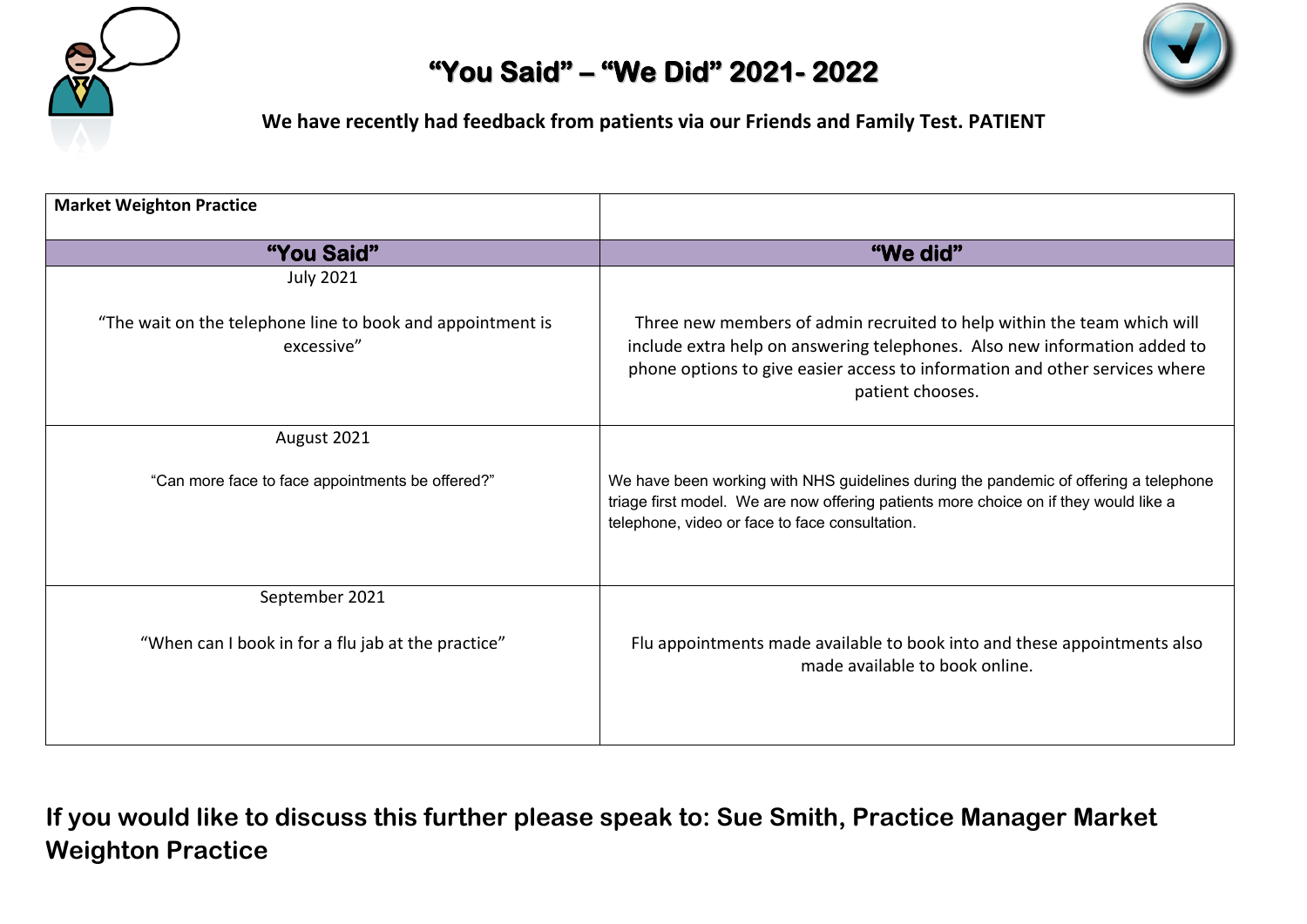# "You Said" – "We Did" 2021- 2022

**We have recently had feedback from patients via our Friends and Family Test. PATIENT**

| **Market Weighton Practice** | |
|---|---|
| **"You Said"** | **"We did"** |
| July 2021<br><br>"The wait on the telephone line to book and appointment is excessive" | Three new members of admin recruited to help within the team which will include extra help on answering telephones. Also new information added to phone options to give easier access to information and other services where patient chooses. |
| August 2021<br><br>"Can more face to face appointments be offered?" | We have been working with NHS guidelines during the pandemic of offering a telephone triage first model. We are now offering patients more choice on if they would like a telephone, video or face to face consultation. |
| September 2021<br><br>"When can I book in for a flu jab at the practice" | Flu appointments made available to book into and these appointments also made available to book online. |

**If you would like to discuss this further please speak to: Sue Smith, Practice Manager Market Weighton Practice**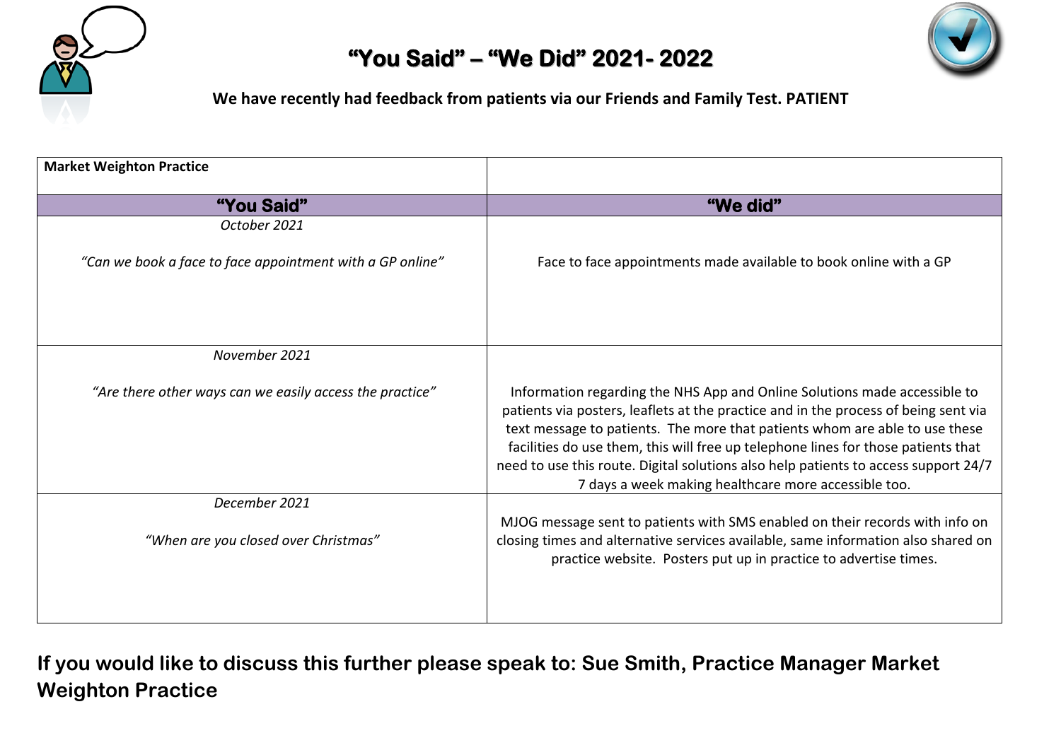# "You Said" – "We Did" 2021- 2022

**We have recently had feedback from patients via our Friends and Family Test. PATIENT**

| **Market Weighton Practice** | |
|---|---|
| **"You Said"** | **"We did"** |
| *October 2021*<br><br>*"Can we book a face to face appointment with a GP online"* | Face to face appointments made available to book online with a GP |
| *November 2021*<br><br>*"Are there other ways can we easily access the practice"* | Information regarding the NHS App and Online Solutions made accessible to patients via posters, leaflets at the practice and in the process of being sent via text message to patients. The more that patients whom are able to use these facilities do use them, this will free up telephone lines for those patients that need to use this route. Digital solutions also help patients to access support 24/7 7 days a week making healthcare more accessible too. |
| *December 2021*<br><br>*"When are you closed over Christmas"* | MJOG message sent to patients with SMS enabled on their records with info on closing times and alternative services available, same information also shared on practice website. Posters put up in practice to advertise times. |

**If you would like to discuss this further please speak to: Sue Smith, Practice Manager Market Weighton Practice**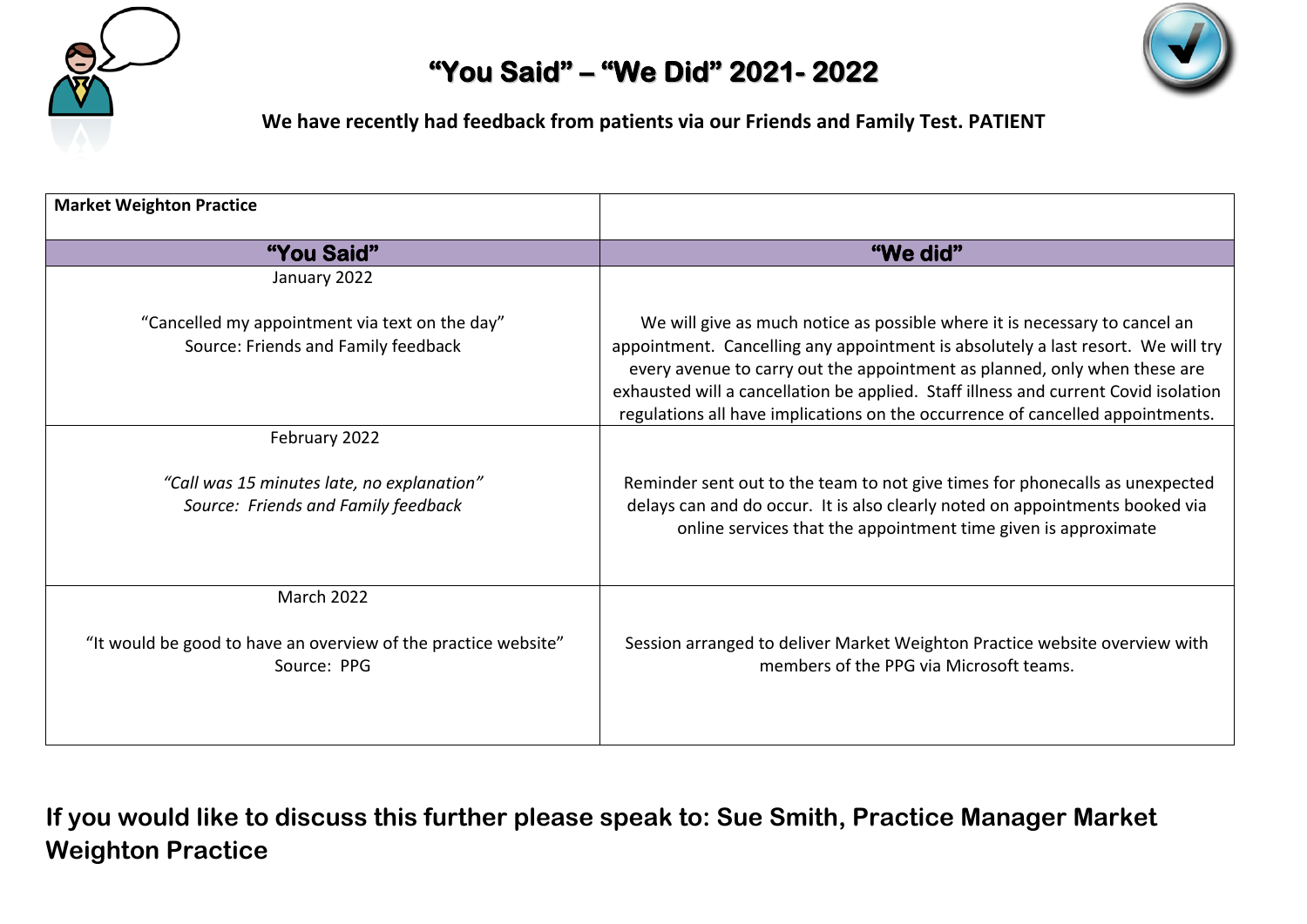# "You Said" – "We Did" 2021- 2022

**We have recently had feedback from patients via our Friends and Family Test. PATIENT**

| **Market Weighton Practice** | |
|---|---|
| **"You Said"** | **"We did"** |
| January 2022<br><br>"Cancelled my appointment via text on the day"<br>Source: Friends and Family feedback | We will give as much notice as possible where it is necessary to cancel an appointment. Cancelling any appointment is absolutely a last resort. We will try every avenue to carry out the appointment as planned, only when these are exhausted will a cancellation be applied. Staff illness and current Covid isolation regulations all have implications on the occurrence of cancelled appointments. |
| February 2022<br><br>*"Call was 15 minutes late, no explanation"*<br>*Source: Friends and Family feedback* | Reminder sent out to the team to not give times for phonecalls as unexpected delays can and do occur. It is also clearly noted on appointments booked via online services that the appointment time given is approximate |
| March 2022<br><br>"It would be good to have an overview of the practice website"<br>Source: PPG | Session arranged to deliver Market Weighton Practice website overview with members of the PPG via Microsoft teams. |

**If you would like to discuss this further please speak to: Sue Smith, Practice Manager Market Weighton Practice**